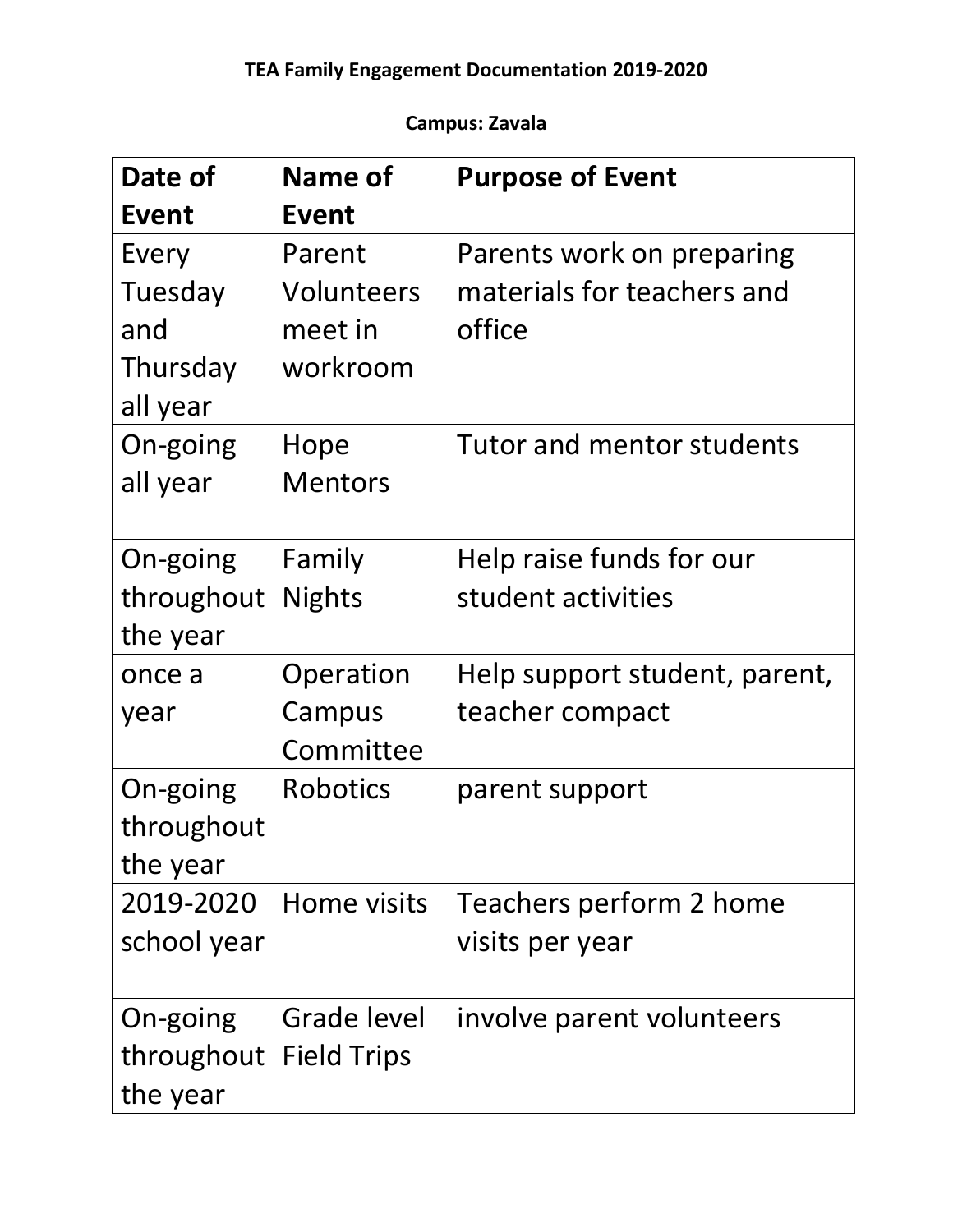**TEA Family Engagement Documentation 2019-2020**

**Campus: Zavala**

| Date of Event | Name of Event | Purpose of Event |
|---|---|---|
| Every Tuesday and Thursday all year | Parent Volunteers meet in workroom | Parents work on preparing materials for teachers and office |
| On-going all year | Hope Mentors | Tutor and mentor students |
| On-going throughout the year | Family Nights | Help raise funds for our student activities |
| once a year | Operation Campus Committee | Help support student, parent, teacher compact |
| On-going throughout the year | Robotics | parent support |
| 2019-2020 school year | Home visits | Teachers perform 2 home visits per year |
| On-going throughout the year | Grade level Field Trips | involve parent volunteers |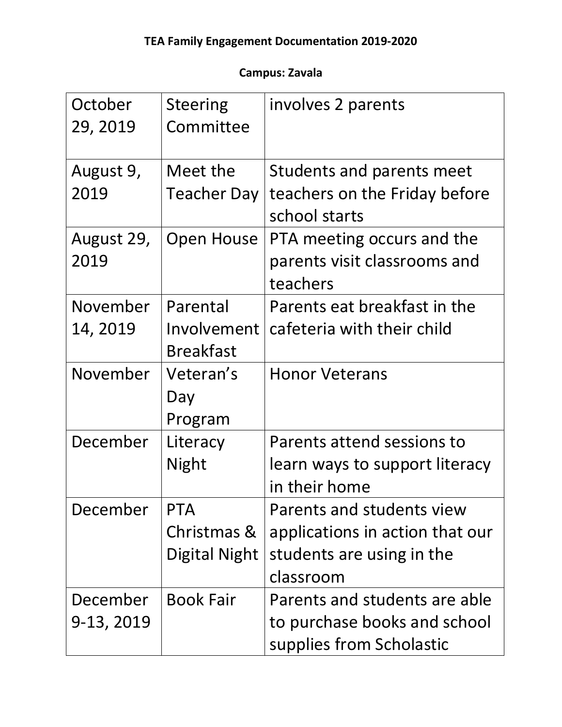**TEA Family Engagement Documentation 2019-2020**

**Campus: Zavala**

| | | |
|---|---|---|
| October 29, 2019 | Steering Committee | involves 2 parents |
| August 9, 2019 | Meet the Teacher Day | Students and parents meet teachers on the Friday before school starts |
| August 29, 2019 | Open House | PTA meeting occurs and the parents visit classrooms and teachers |
| November 14, 2019 | Parental Involvement Breakfast | Parents eat breakfast in the cafeteria with their child |
| November | Veteran's Day Program | Honor Veterans |
| December | Literacy Night | Parents attend sessions to learn ways to support literacy in their home |
| December | PTA Christmas & Digital Night | Parents and students view applications in action that our students are using in the classroom |
| December 9-13, 2019 | Book Fair | Parents and students are able to purchase books and school supplies from Scholastic |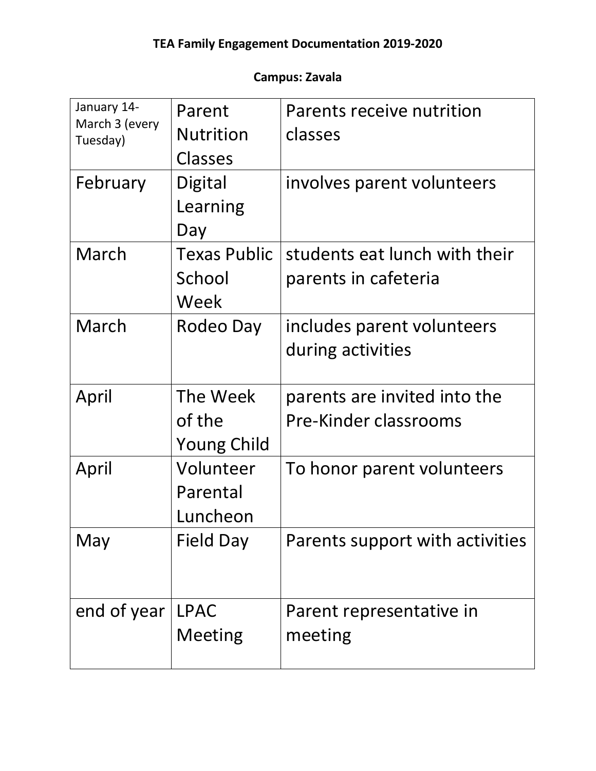**TEA Family Engagement Documentation 2019-2020**

**Campus: Zavala**

| | | |
|---|---|---|
| January 14-March 3 (every Tuesday) | Parent Nutrition Classes | Parents receive nutrition classes |
| February | Digital Learning Day | involves parent volunteers |
| March | Texas Public School Week | students eat lunch with their parents in cafeteria |
| March | Rodeo Day | includes parent volunteers during activities |
| April | The Week of the Young Child | parents are invited into the Pre-Kinder classrooms |
| April | Volunteer Parental Luncheon | To honor parent volunteers |
| May | Field Day | Parents support with activities |
| end of year | LPAC Meeting | Parent representative in meeting |